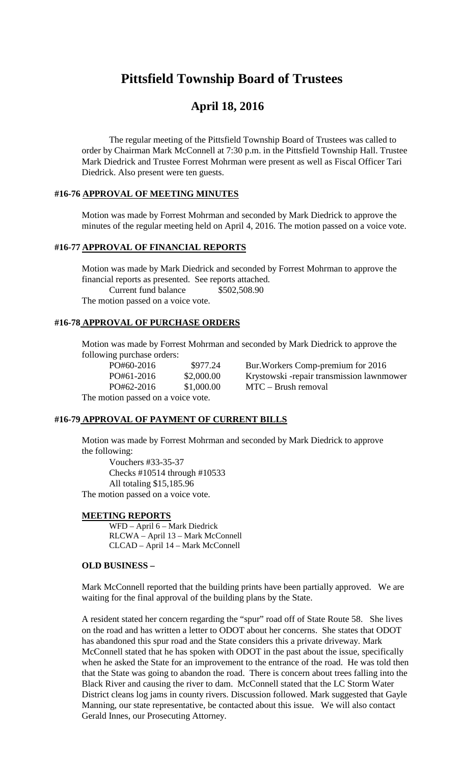# Pittsfield Township Board of Trustees

## April 18, 2016

The regular meeting of the Pittsfield Township Board of Trustees was called to order by Chairman Mark McConnell at 7:30 p.m. in the Pittsfield Township Hall. Trustee Mark Diedrick and Trustee Forrest Mohrman were present as well as Fiscal Officer Tari Diedrick. Also present were ten guests.

### #16-76 APPROVAL OF MEETING MINUTES

Motion was made by Forrest Mohrman and seconded by Mark Diedrick to approve the minutes of the regular meeting held on April 4, 2016. The motion passed on a voice vote.

### #16-77 APPROVAL OF FINANCIAL REPORTS

Motion was made by Mark Diedrick and seconded by Forrest Mohrman to approve the financial reports as presented. See reports attached.

Current fund balance $502,508.90

The motion passed on a voice vote.

### #16-78 APPROVAL OF PURCHASE ORDERS

Motion was made by Forrest Mohrman and seconded by Mark Diedrick to approve the following purchase orders:

| | | |
|---|---|---|
| PO#60-2016 | $977.24 | Bur.Workers Comp-premium for 2016 |
| PO#61-2016 | $2,000.00 | Krystowski -repair transmission lawnmower |
| PO#62-2016 | $1,000.00 | MTC – Brush removal |

The motion passed on a voice vote.

### #16-79 APPROVAL OF PAYMENT OF CURRENT BILLS

Motion was made by Forrest Mohrman and seconded by Mark Diedrick to approve the following:

Vouchers #33-35-37
Checks #10514 through #10533
All totaling $15,185.96

The motion passed on a voice vote.

### MEETING REPORTS

WFD – April 6 – Mark Diedrick
RLCWA – April 13 – Mark McConnell
CLCAD – April 14 – Mark McConnell

### OLD BUSINESS –

Mark McConnell reported that the building prints have been partially approved. We are waiting for the final approval of the building plans by the State.

A resident stated her concern regarding the "spur" road off of State Route 58. She lives on the road and has written a letter to ODOT about her concerns. She states that ODOT has abandoned this spur road and the State considers this a private driveway. Mark McConnell stated that he has spoken with ODOT in the past about the issue, specifically when he asked the State for an improvement to the entrance of the road. He was told then that the State was going to abandon the road. There is concern about trees falling into the Black River and causing the river to dam. McConnell stated that the LC Storm Water District cleans log jams in county rivers. Discussion followed. Mark suggested that Gayle Manning, our state representative, be contacted about this issue. We will also contact Gerald Innes, our Prosecuting Attorney.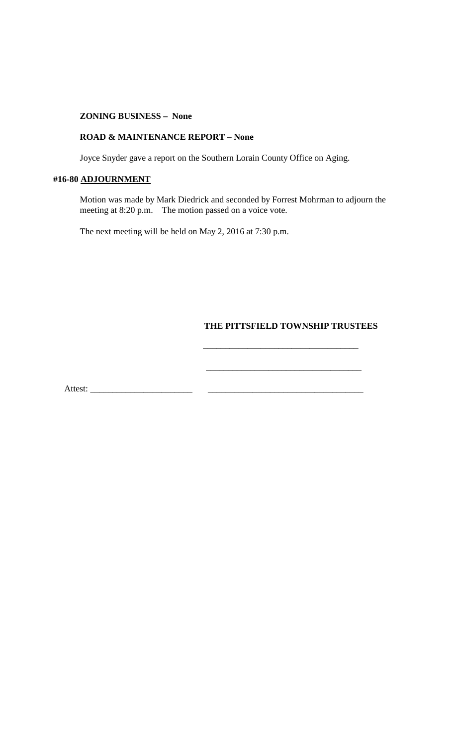**ZONING BUSINESS – None**

**ROAD & MAINTENANCE REPORT – None**

Joyce Snyder gave a report on the Southern Lorain County Office on Aging.

**#16-80 ADJOURNMENT**

Motion was made by Mark Diedrick and seconded by Forrest Mohrman to adjourn the meeting at 8:20 p.m. The motion passed on a voice vote.

The next meeting will be held on May 2, 2016 at 7:30 p.m.

**THE PITTSFIELD TOWNSHIP TRUSTEES**

___________________________________

___________________________________

Attest: _______________________ ___________________________________